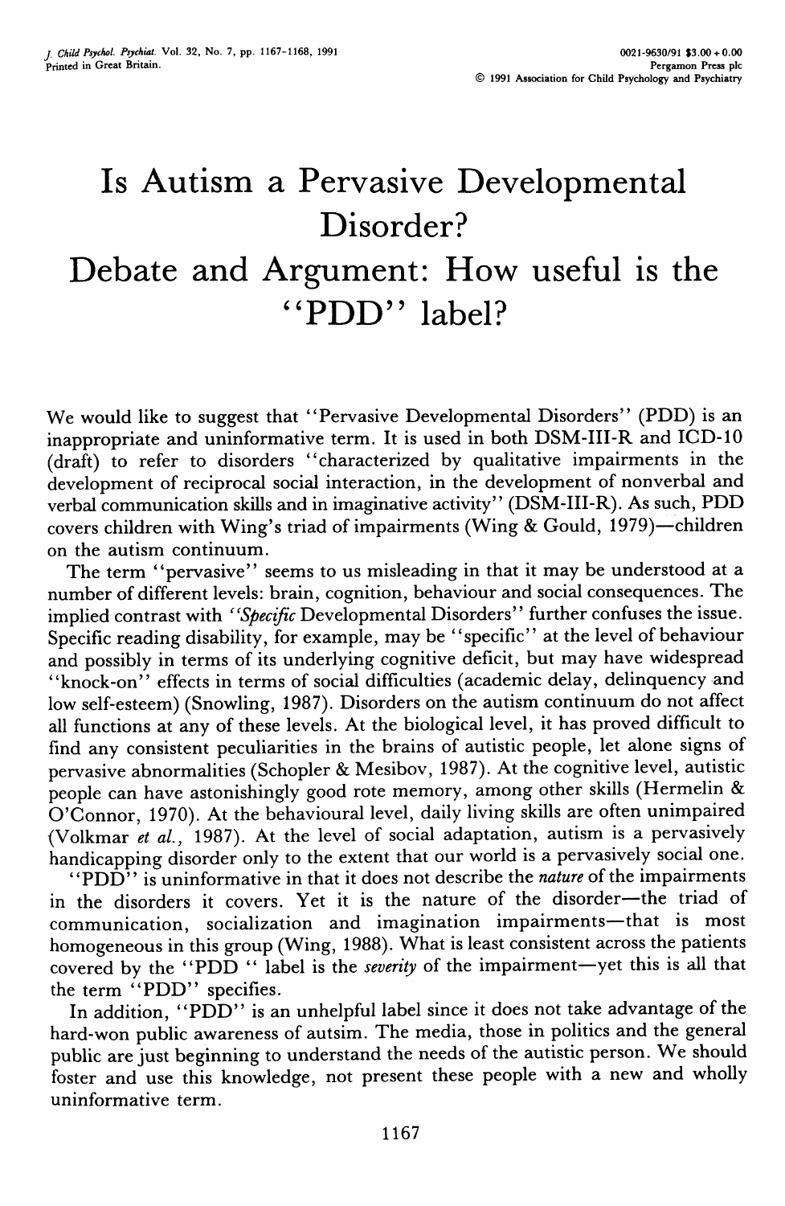# Is Autism a Pervasive Developmental Disorder?

# Debate and Argument: How useful is the "PDD" label?

We would like to suggest that "Pervasive Developmental Disorders" (PDD) is an inappropriate and uninformative term. It is used in both DSM-III-R and ICD-10 (draft) to refer to disorders "characterized by qualitative impairments in the development of reciprocal social interaction, in the development of nonverbal and verbal communication skills and in imaginative activity" (DSM-III-R). As such, PDD covers children with Wing's triad of impairments (Wing & Gould, 1979)—children on the autism continuum.

The term "pervasive" seems to us misleading in that it may be understood at a number of different levels: brain, cognition, behaviour and social consequences. The implied contrast with "*Specific* Developmental Disorders" further confuses the issue. Specific reading disability, for example, may be "specific" at the level of behaviour and possibly in terms of its underlying cognitive deficit, but may have widespread "knock-on" effects in terms of social difficulties (academic delay, delinquency and low self-esteem) (Snowling, 1987). Disorders on the autism continuum do not affect all functions at any of these levels. At the biological level, it has proved difficult to find any consistent peculiarities in the brains of autistic people, let alone signs of pervasive abnormalities (Schopler & Mesibov, 1987). At the cognitive level, autistic people can have astonishingly good rote memory, among other skills (Hermelin & O'Connor, 1970). At the behavioural level, daily living skills are often unimpaired (Volkmar *et al.,* 1987). At the level of social adaptation, autism is a pervasively handicapping disorder only to the extent that our world is a pervasively social one.

"PDD" is uninformative in that it does not describe the *nature* of the impairments in the disorders it covers. Yet it is the nature of the disorder—the triad of communication, socialization and imagination impairments—that is most homogeneous in this group (Wing, 1988). What is least consistent across the patients covered by the "PDD " label is the *severity* of the impairment—yet this is all that the term "PDD" specifies.

In addition, "PDD" is an unhelpful label since it does not take advantage of the hard-won public awareness of autsim. The media, those in politics and the general public are just beginning to understand the needs of the autistic person. We should foster and use this knowledge, not present these people with a new and wholly uninformative term.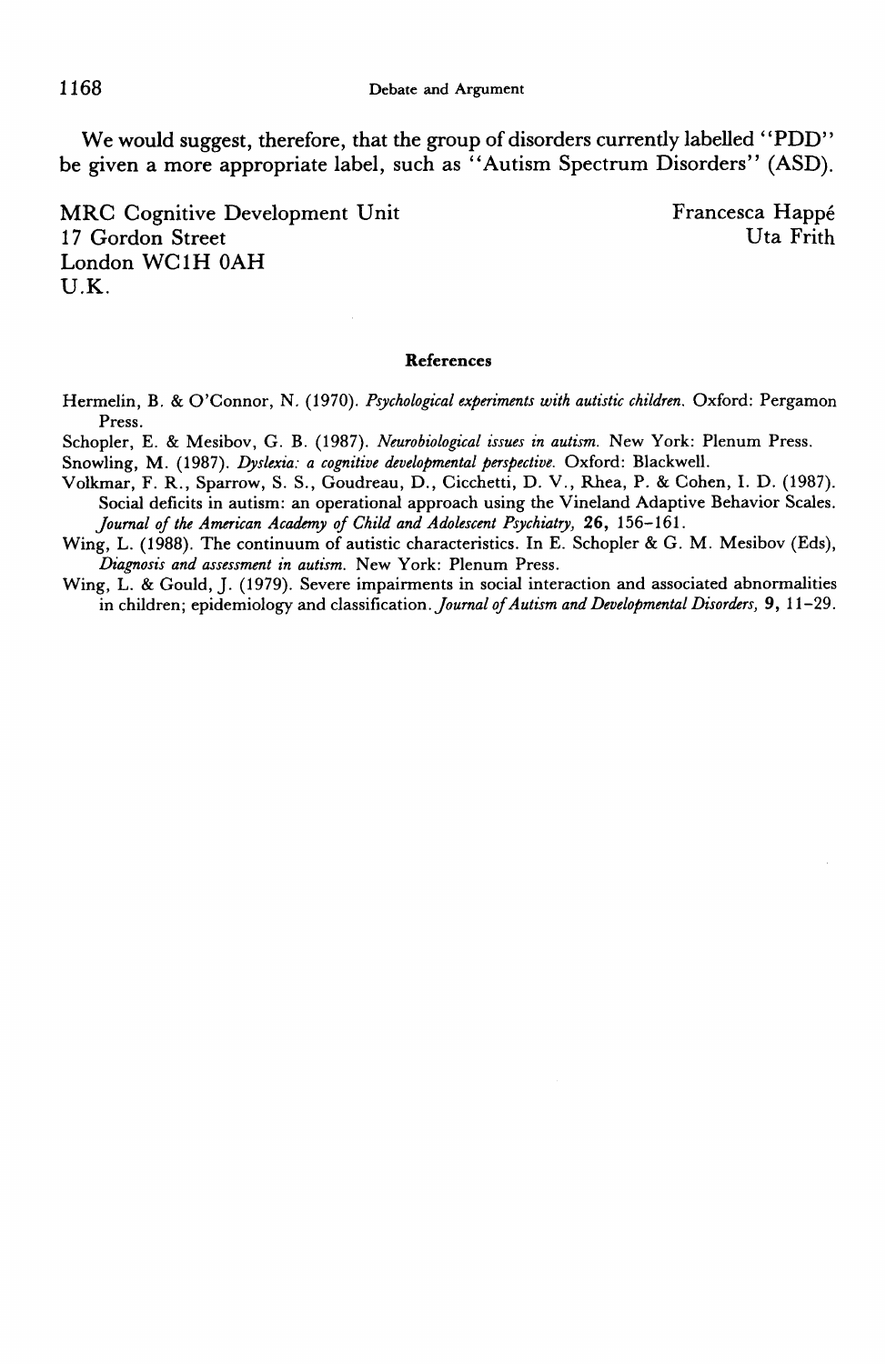We would suggest, therefore, that the group of disorders currently labelled "PDD" be given a more appropriate label, such as "Autism Spectrum Disorders" (ASD).

MRC Cognitive Development Unit
17 Gordon Street
London WC1H 0AH
U.K.

Francesca Happé
Uta Frith

## References

Hermelin, B. & O'Connor, N. (1970). *Psychological experiments with autistic children.* Oxford: Pergamon Press.

Schopler, E. & Mesibov, G. B. (1987). *Neurobiological issues in autism.* New York: Plenum Press.

Snowling, M. (1987). *Dyslexia: a cognitive developmental perspective.* Oxford: Blackwell.

Volkmar, F. R., Sparrow, S. S., Goudreau, D., Cicchetti, D. V., Rhea, P. & Cohen, I. D. (1987). Social deficits in autism: an operational approach using the Vineland Adaptive Behavior Scales. *Journal of the American Academy of Child and Adolescent Psychiatry,* **26**, 156–161.

Wing, L. (1988). The continuum of autistic characteristics. In E. Schopler & G. M. Mesibov (Eds), *Diagnosis and assessment in autism.* New York: Plenum Press.

Wing, L. & Gould, J. (1979). Severe impairments in social interaction and associated abnormalities in children; epidemiology and classification. *Journal of Autism and Developmental Disorders,* **9**, 11–29.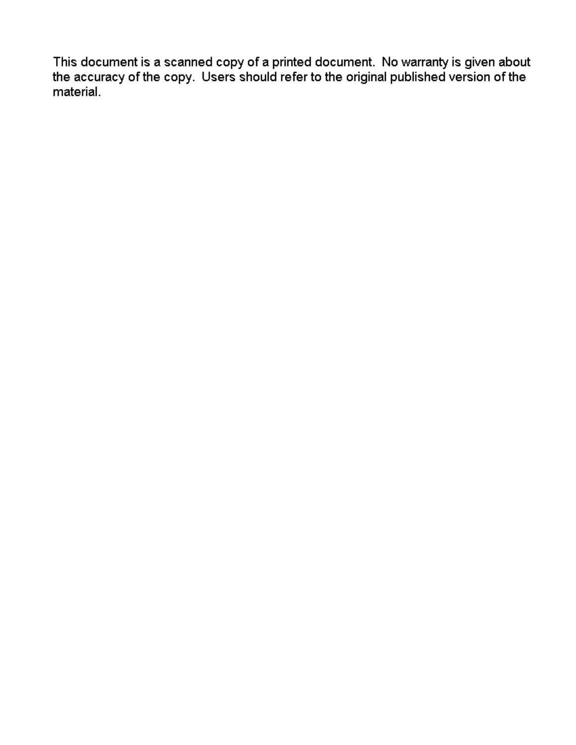This document is a scanned copy of a printed document. No warranty is given about the accuracy of the copy. Users should refer to the original published version of the material.